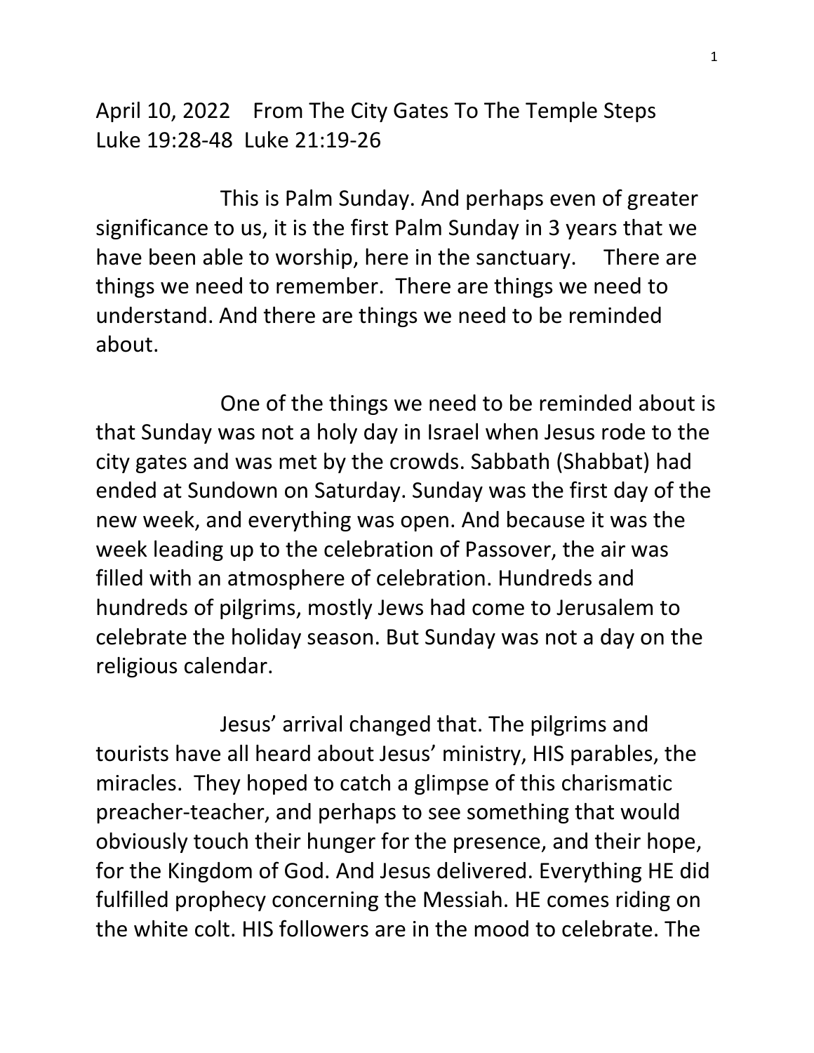April 10, 2022 From The City Gates To The Temple Steps
Luke 19:28-48 Luke 21:19-26

This is Palm Sunday. And perhaps even of greater significance to us, it is the first Palm Sunday in 3 years that we have been able to worship, here in the sanctuary. There are things we need to remember. There are things we need to understand. And there are things we need to be reminded about.

One of the things we need to be reminded about is that Sunday was not a holy day in Israel when Jesus rode to the city gates and was met by the crowds. Sabbath (Shabbat) had ended at Sundown on Saturday. Sunday was the first day of the new week, and everything was open. And because it was the week leading up to the celebration of Passover, the air was filled with an atmosphere of celebration. Hundreds and hundreds of pilgrims, mostly Jews had come to Jerusalem to celebrate the holiday season. But Sunday was not a day on the religious calendar.

Jesus' arrival changed that. The pilgrims and tourists have all heard about Jesus' ministry, HIS parables, the miracles. They hoped to catch a glimpse of this charismatic preacher-teacher, and perhaps to see something that would obviously touch their hunger for the presence, and their hope, for the Kingdom of God. And Jesus delivered. Everything HE did fulfilled prophecy concerning the Messiah. HE comes riding on the white colt. HIS followers are in the mood to celebrate. The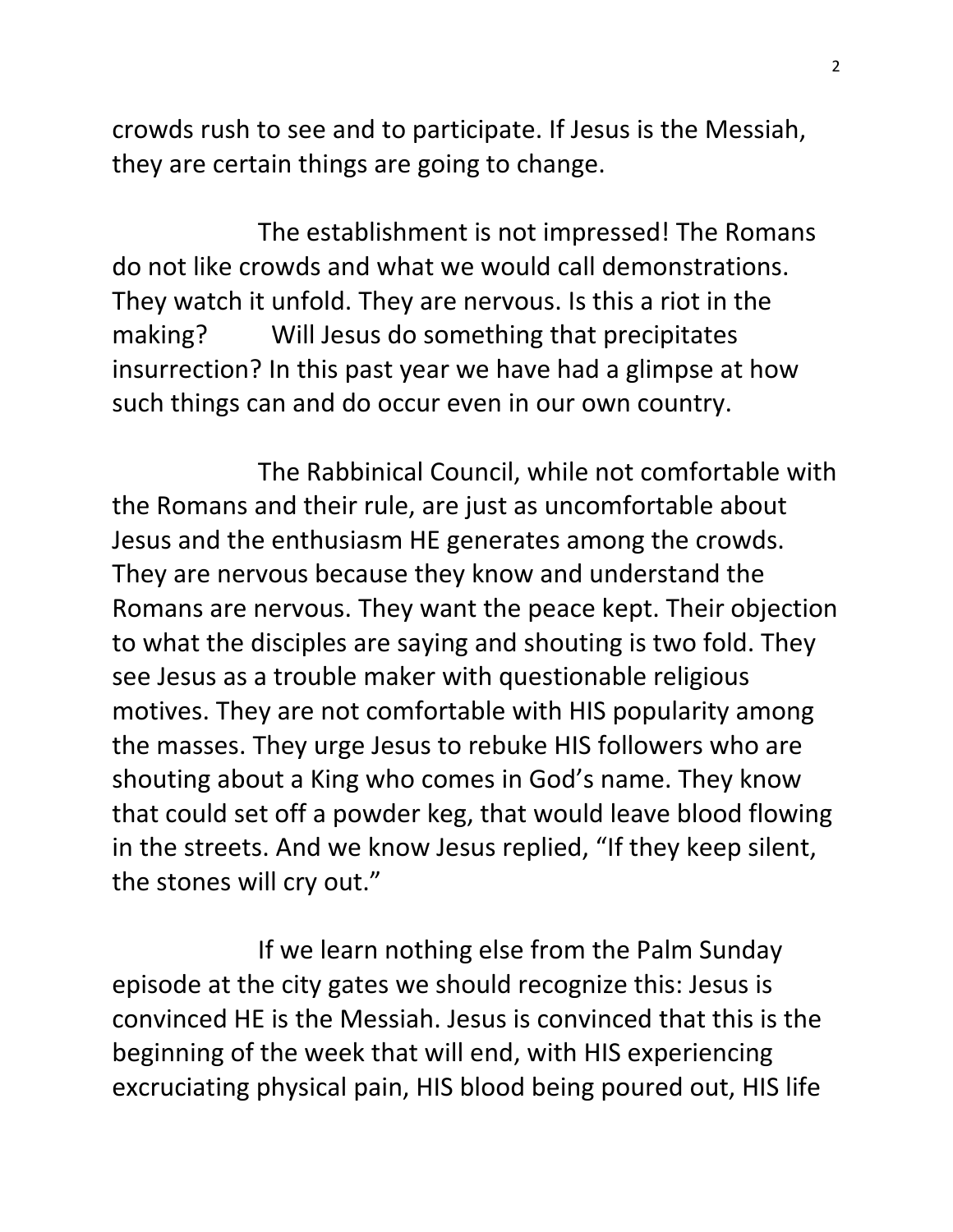crowds rush to see and to participate. If Jesus is the Messiah, they are certain things are going to change.

The establishment is not impressed! The Romans do not like crowds and what we would call demonstrations. They watch it unfold. They are nervous. Is this a riot in the making? Will Jesus do something that precipitates insurrection? In this past year we have had a glimpse at how such things can and do occur even in our own country.

The Rabbinical Council, while not comfortable with the Romans and their rule, are just as uncomfortable about Jesus and the enthusiasm HE generates among the crowds. They are nervous because they know and understand the Romans are nervous. They want the peace kept. Their objection to what the disciples are saying and shouting is two fold. They see Jesus as a trouble maker with questionable religious motives. They are not comfortable with HIS popularity among the masses. They urge Jesus to rebuke HIS followers who are shouting about a King who comes in God's name. They know that could set off a powder keg, that would leave blood flowing in the streets. And we know Jesus replied, "If they keep silent, the stones will cry out."

If we learn nothing else from the Palm Sunday episode at the city gates we should recognize this: Jesus is convinced HE is the Messiah. Jesus is convinced that this is the beginning of the week that will end, with HIS experiencing excruciating physical pain, HIS blood being poured out, HIS life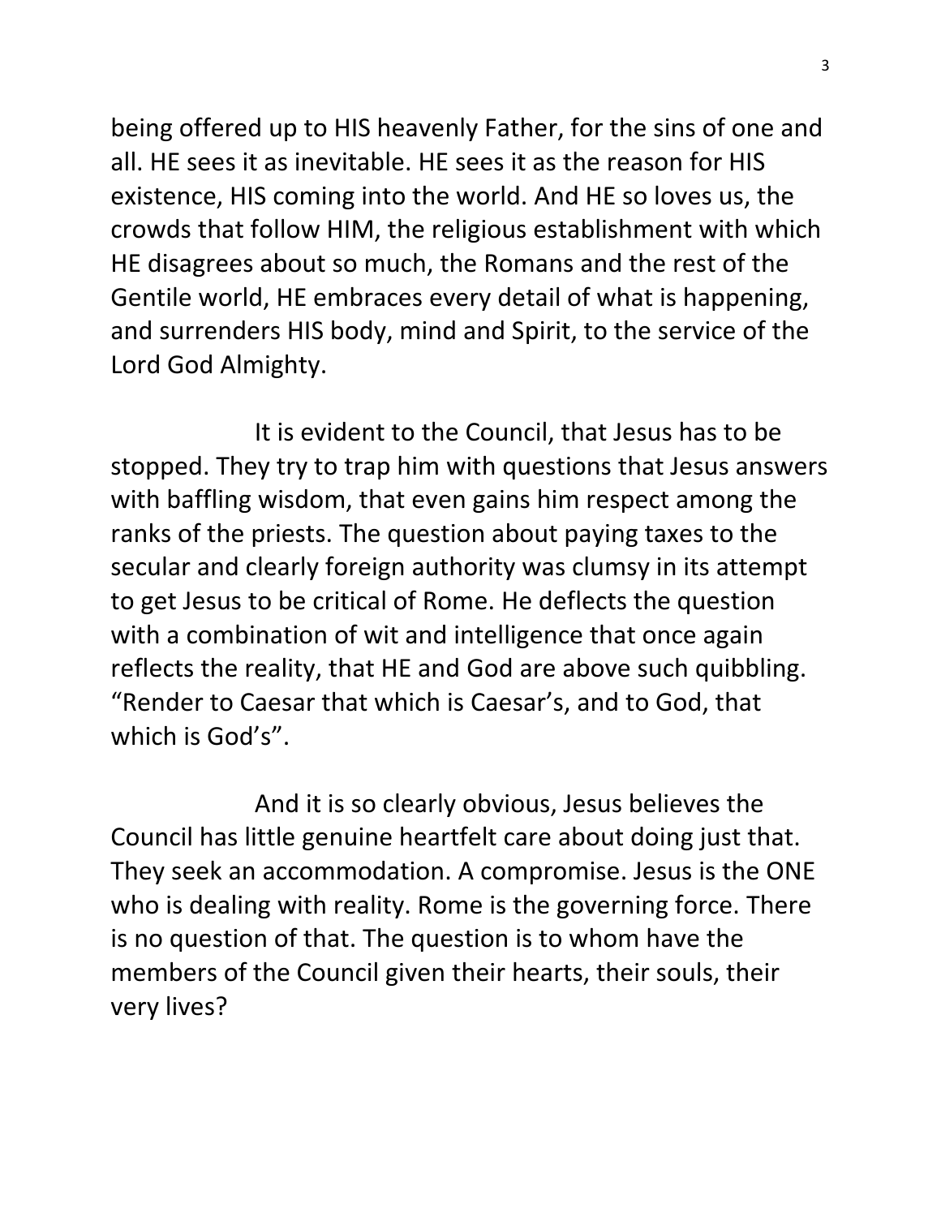being offered up to HIS heavenly Father, for the sins of one and all. HE sees it as inevitable. HE sees it as the reason for HIS existence, HIS coming into the world. And HE so loves us, the crowds that follow HIM, the religious establishment with which HE disagrees about so much, the Romans and the rest of the Gentile world, HE embraces every detail of what is happening, and surrenders HIS body, mind and Spirit, to the service of the Lord God Almighty.

It is evident to the Council, that Jesus has to be stopped. They try to trap him with questions that Jesus answers with baffling wisdom, that even gains him respect among the ranks of the priests. The question about paying taxes to the secular and clearly foreign authority was clumsy in its attempt to get Jesus to be critical of Rome. He deflects the question with a combination of wit and intelligence that once again reflects the reality, that HE and God are above such quibbling. "Render to Caesar that which is Caesar's, and to God, that which is God's".

And it is so clearly obvious, Jesus believes the Council has little genuine heartfelt care about doing just that. They seek an accommodation. A compromise. Jesus is the ONE who is dealing with reality. Rome is the governing force. There is no question of that. The question is to whom have the members of the Council given their hearts, their souls, their very lives?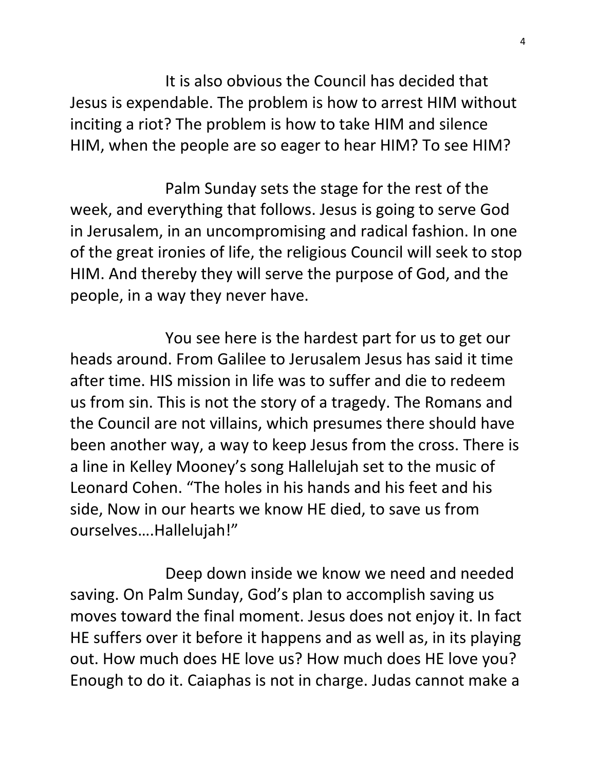It is also obvious the Council has decided that Jesus is expendable. The problem is how to arrest HIM without inciting a riot? The problem is how to take HIM and silence HIM, when the people are so eager to hear HIM? To see HIM?

Palm Sunday sets the stage for the rest of the week, and everything that follows. Jesus is going to serve God in Jerusalem, in an uncompromising and radical fashion. In one of the great ironies of life, the religious Council will seek to stop HIM. And thereby they will serve the purpose of God, and the people, in a way they never have.

You see here is the hardest part for us to get our heads around. From Galilee to Jerusalem Jesus has said it time after time. HIS mission in life was to suffer and die to redeem us from sin. This is not the story of a tragedy. The Romans and the Council are not villains, which presumes there should have been another way, a way to keep Jesus from the cross. There is a line in Kelley Mooney's song Hallelujah set to the music of Leonard Cohen. "The holes in his hands and his feet and his side, Now in our hearts we know HE died, to save us from ourselves….Hallelujah!"

Deep down inside we know we need and needed saving. On Palm Sunday, God's plan to accomplish saving us moves toward the final moment. Jesus does not enjoy it. In fact HE suffers over it before it happens and as well as, in its playing out. How much does HE love us? How much does HE love you? Enough to do it. Caiaphas is not in charge. Judas cannot make a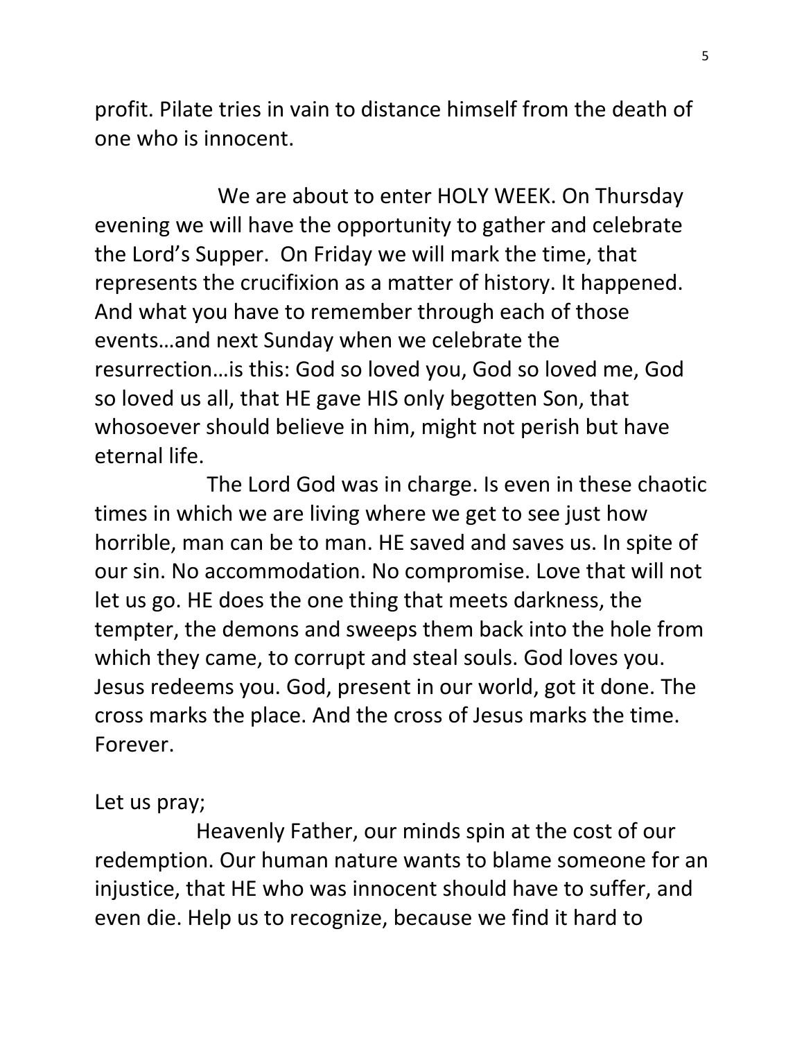profit. Pilate tries in vain to distance himself from the death of one who is innocent.

We are about to enter HOLY WEEK. On Thursday evening we will have the opportunity to gather and celebrate the Lord's Supper. On Friday we will mark the time, that represents the crucifixion as a matter of history. It happened. And what you have to remember through each of those events…and next Sunday when we celebrate the resurrection…is this: God so loved you, God so loved me, God so loved us all, that HE gave HIS only begotten Son, that whosoever should believe in him, might not perish but have eternal life.

The Lord God was in charge. Is even in these chaotic times in which we are living where we get to see just how horrible, man can be to man. HE saved and saves us. In spite of our sin. No accommodation. No compromise. Love that will not let us go. HE does the one thing that meets darkness, the tempter, the demons and sweeps them back into the hole from which they came, to corrupt and steal souls. God loves you. Jesus redeems you. God, present in our world, got it done. The cross marks the place. And the cross of Jesus marks the time. Forever.

Let us pray;

Heavenly Father, our minds spin at the cost of our redemption. Our human nature wants to blame someone for an injustice, that HE who was innocent should have to suffer, and even die. Help us to recognize, because we find it hard to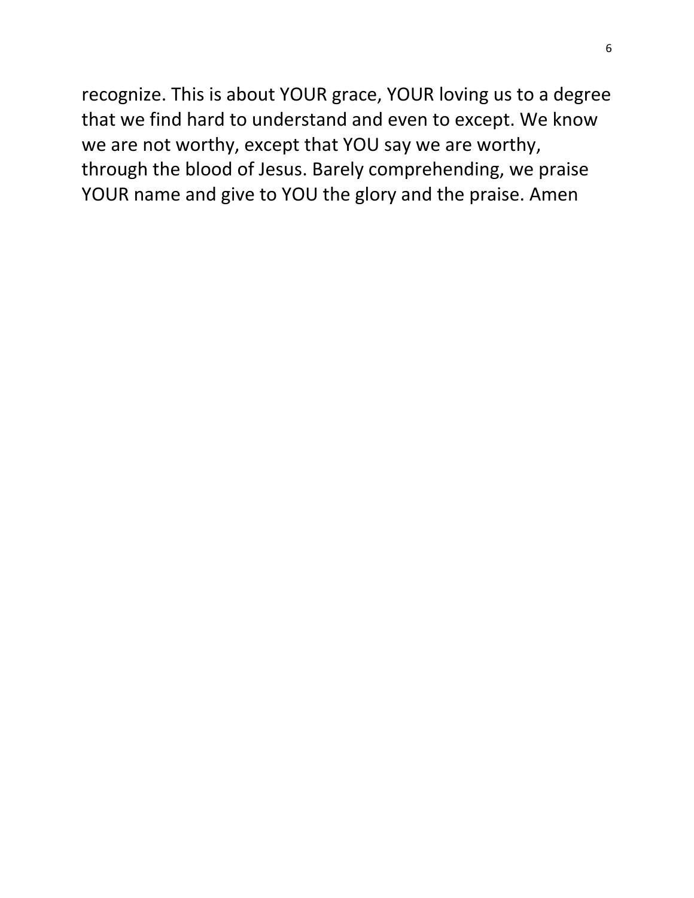recognize. This is about YOUR grace, YOUR loving us to a degree that we find hard to understand and even to except. We know we are not worthy, except that YOU say we are worthy, through the blood of Jesus. Barely comprehending, we praise YOUR name and give to YOU the glory and the praise. Amen